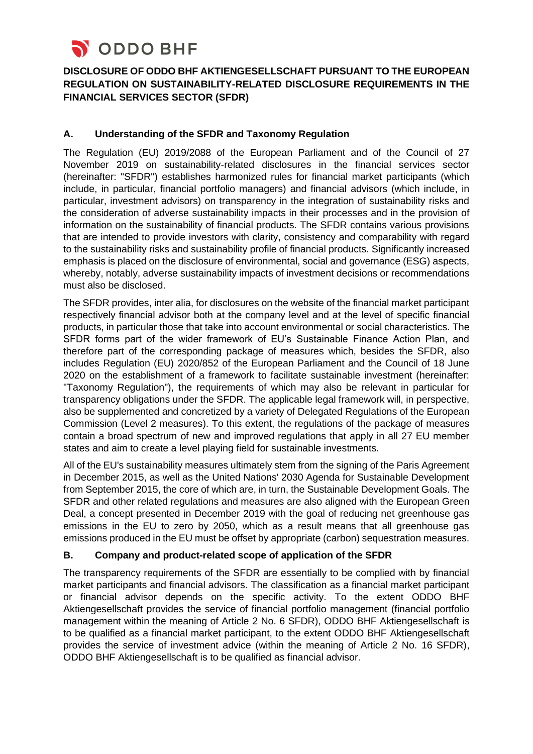ODDO BHF

# DISCLOSURE OF ODDO BHF AKTIENGESELLSCHAFT PURSUANT TO THE EUROPEAN REGULATION ON SUSTAINABILITY-RELATED DISCLOSURE REQUIREMENTS IN THE FINANCIAL SERVICES SECTOR (SFDR)

## A. Understanding of the SFDR and Taxonomy Regulation

The Regulation (EU) 2019/2088 of the European Parliament and of the Council of 27 November 2019 on sustainability-related disclosures in the financial services sector (hereinafter: "SFDR") establishes harmonized rules for financial market participants (which include, in particular, financial portfolio managers) and financial advisors (which include, in particular, investment advisors) on transparency in the integration of sustainability risks and the consideration of adverse sustainability impacts in their processes and in the provision of information on the sustainability of financial products. The SFDR contains various provisions that are intended to provide investors with clarity, consistency and comparability with regard to the sustainability risks and sustainability profile of financial products. Significantly increased emphasis is placed on the disclosure of environmental, social and governance (ESG) aspects, whereby, notably, adverse sustainability impacts of investment decisions or recommendations must also be disclosed.

The SFDR provides, inter alia, for disclosures on the website of the financial market participant respectively financial advisor both at the company level and at the level of specific financial products, in particular those that take into account environmental or social characteristics. The SFDR forms part of the wider framework of EU's Sustainable Finance Action Plan, and therefore part of the corresponding package of measures which, besides the SFDR, also includes Regulation (EU) 2020/852 of the European Parliament and the Council of 18 June 2020 on the establishment of a framework to facilitate sustainable investment (hereinafter: "Taxonomy Regulation"), the requirements of which may also be relevant in particular for transparency obligations under the SFDR. The applicable legal framework will, in perspective, also be supplemented and concretized by a variety of Delegated Regulations of the European Commission (Level 2 measures). To this extent, the regulations of the package of measures contain a broad spectrum of new and improved regulations that apply in all 27 EU member states and aim to create a level playing field for sustainable investments.

All of the EU's sustainability measures ultimately stem from the signing of the Paris Agreement in December 2015, as well as the United Nations' 2030 Agenda for Sustainable Development from September 2015, the core of which are, in turn, the Sustainable Development Goals. The SFDR and other related regulations and measures are also aligned with the European Green Deal, a concept presented in December 2019 with the goal of reducing net greenhouse gas emissions in the EU to zero by 2050, which as a result means that all greenhouse gas emissions produced in the EU must be offset by appropriate (carbon) sequestration measures.

## B. Company and product-related scope of application of the SFDR

The transparency requirements of the SFDR are essentially to be complied with by financial market participants and financial advisors. The classification as a financial market participant or financial advisor depends on the specific activity. To the extent ODDO BHF Aktiengesellschaft provides the service of financial portfolio management (financial portfolio management within the meaning of Article 2 No. 6 SFDR), ODDO BHF Aktiengesellschaft is to be qualified as a financial market participant, to the extent ODDO BHF Aktiengesellschaft provides the service of investment advice (within the meaning of Article 2 No. 16 SFDR), ODDO BHF Aktiengesellschaft is to be qualified as financial advisor.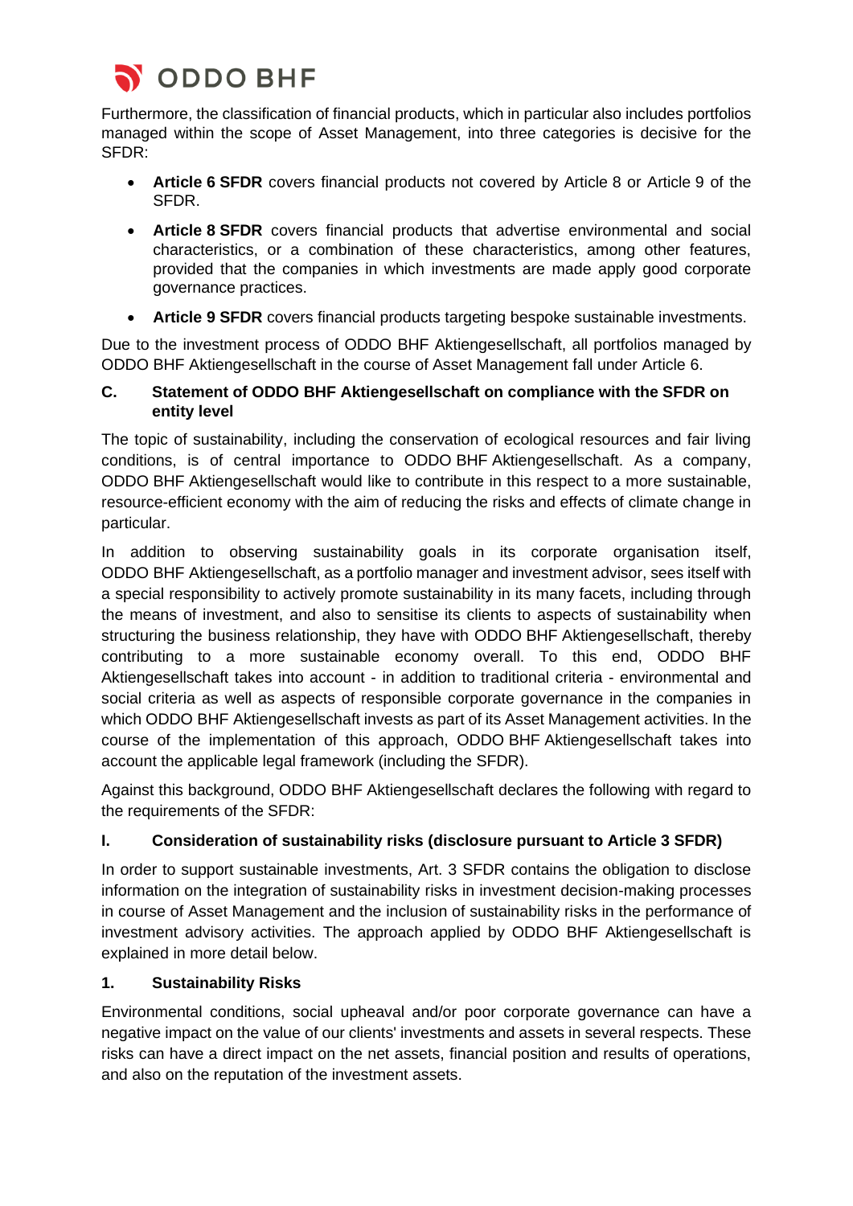Furthermore, the classification of financial products, which in particular also includes portfolios managed within the scope of Asset Management, into three categories is decisive for the SFDR:

- **Article 6 SFDR** covers financial products not covered by Article 8 or Article 9 of the SFDR.
- **Article 8 SFDR** covers financial products that advertise environmental and social characteristics, or a combination of these characteristics, among other features, provided that the companies in which investments are made apply good corporate governance practices.
- **Article 9 SFDR** covers financial products targeting bespoke sustainable investments.

Due to the investment process of ODDO BHF Aktiengesellschaft, all portfolios managed by ODDO BHF Aktiengesellschaft in the course of Asset Management fall under Article 6.

## C. Statement of ODDO BHF Aktiengesellschaft on compliance with the SFDR on entity level

The topic of sustainability, including the conservation of ecological resources and fair living conditions, is of central importance to ODDO BHF Aktiengesellschaft. As a company, ODDO BHF Aktiengesellschaft would like to contribute in this respect to a more sustainable, resource-efficient economy with the aim of reducing the risks and effects of climate change in particular.

In addition to observing sustainability goals in its corporate organisation itself, ODDO BHF Aktiengesellschaft, as a portfolio manager and investment advisor, sees itself with a special responsibility to actively promote sustainability in its many facets, including through the means of investment, and also to sensitise its clients to aspects of sustainability when structuring the business relationship, they have with ODDO BHF Aktiengesellschaft, thereby contributing to a more sustainable economy overall. To this end, ODDO BHF Aktiengesellschaft takes into account - in addition to traditional criteria - environmental and social criteria as well as aspects of responsible corporate governance in the companies in which ODDO BHF Aktiengesellschaft invests as part of its Asset Management activities. In the course of the implementation of this approach, ODDO BHF Aktiengesellschaft takes into account the applicable legal framework (including the SFDR).

Against this background, ODDO BHF Aktiengesellschaft declares the following with regard to the requirements of the SFDR:

### I. Consideration of sustainability risks (disclosure pursuant to Article 3 SFDR)

In order to support sustainable investments, Art. 3 SFDR contains the obligation to disclose information on the integration of sustainability risks in investment decision-making processes in course of Asset Management and the inclusion of sustainability risks in the performance of investment advisory activities. The approach applied by ODDO BHF Aktiengesellschaft is explained in more detail below.

#### 1. Sustainability Risks

Environmental conditions, social upheaval and/or poor corporate governance can have a negative impact on the value of our clients' investments and assets in several respects. These risks can have a direct impact on the net assets, financial position and results of operations, and also on the reputation of the investment assets.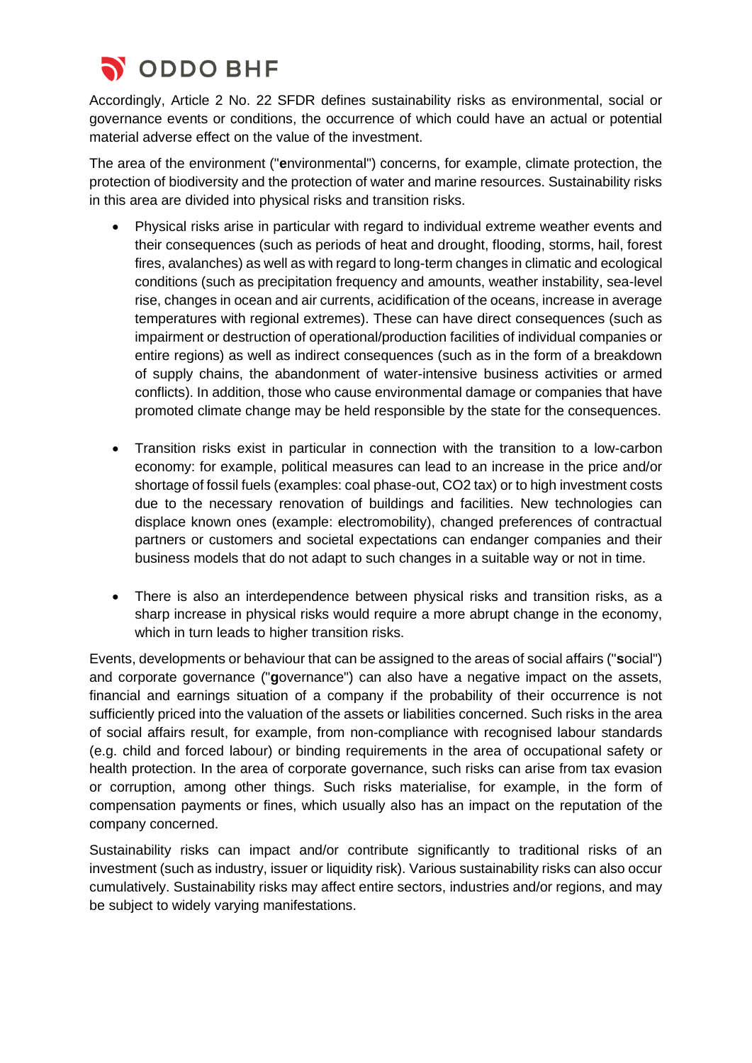Accordingly, Article 2 No. 22 SFDR defines sustainability risks as environmental, social or governance events or conditions, the occurrence of which could have an actual or potential material adverse effect on the value of the investment.

The area of the environment ("**e**nvironmental") concerns, for example, climate protection, the protection of biodiversity and the protection of water and marine resources. Sustainability risks in this area are divided into physical risks and transition risks.

- Physical risks arise in particular with regard to individual extreme weather events and their consequences (such as periods of heat and drought, flooding, storms, hail, forest fires, avalanches) as well as with regard to long-term changes in climatic and ecological conditions (such as precipitation frequency and amounts, weather instability, sea-level rise, changes in ocean and air currents, acidification of the oceans, increase in average temperatures with regional extremes). These can have direct consequences (such as impairment or destruction of operational/production facilities of individual companies or entire regions) as well as indirect consequences (such as in the form of a breakdown of supply chains, the abandonment of water-intensive business activities or armed conflicts). In addition, those who cause environmental damage or companies that have promoted climate change may be held responsible by the state for the consequences.

- Transition risks exist in particular in connection with the transition to a low-carbon economy: for example, political measures can lead to an increase in the price and/or shortage of fossil fuels (examples: coal phase-out, $CO_2$ tax) or to high investment costs due to the necessary renovation of buildings and facilities. New technologies can displace known ones (example: electromobility), changed preferences of contractual partners or customers and societal expectations can endanger companies and their business models that do not adapt to such changes in a suitable way or not in time.

- There is also an interdependence between physical risks and transition risks, as a sharp increase in physical risks would require a more abrupt change in the economy, which in turn leads to higher transition risks.

Events, developments or behaviour that can be assigned to the areas of social affairs ("**s**ocial") and corporate governance ("**g**overnance") can also have a negative impact on the assets, financial and earnings situation of a company if the probability of their occurrence is not sufficiently priced into the valuation of the assets or liabilities concerned. Such risks in the area of social affairs result, for example, from non-compliance with recognised labour standards (e.g. child and forced labour) or binding requirements in the area of occupational safety or health protection. In the area of corporate governance, such risks can arise from tax evasion or corruption, among other things. Such risks materialise, for example, in the form of compensation payments or fines, which usually also has an impact on the reputation of the company concerned.

Sustainability risks can impact and/or contribute significantly to traditional risks of an investment (such as industry, issuer or liquidity risk). Various sustainability risks can also occur cumulatively. Sustainability risks may affect entire sectors, industries and/or regions, and may be subject to widely varying manifestations.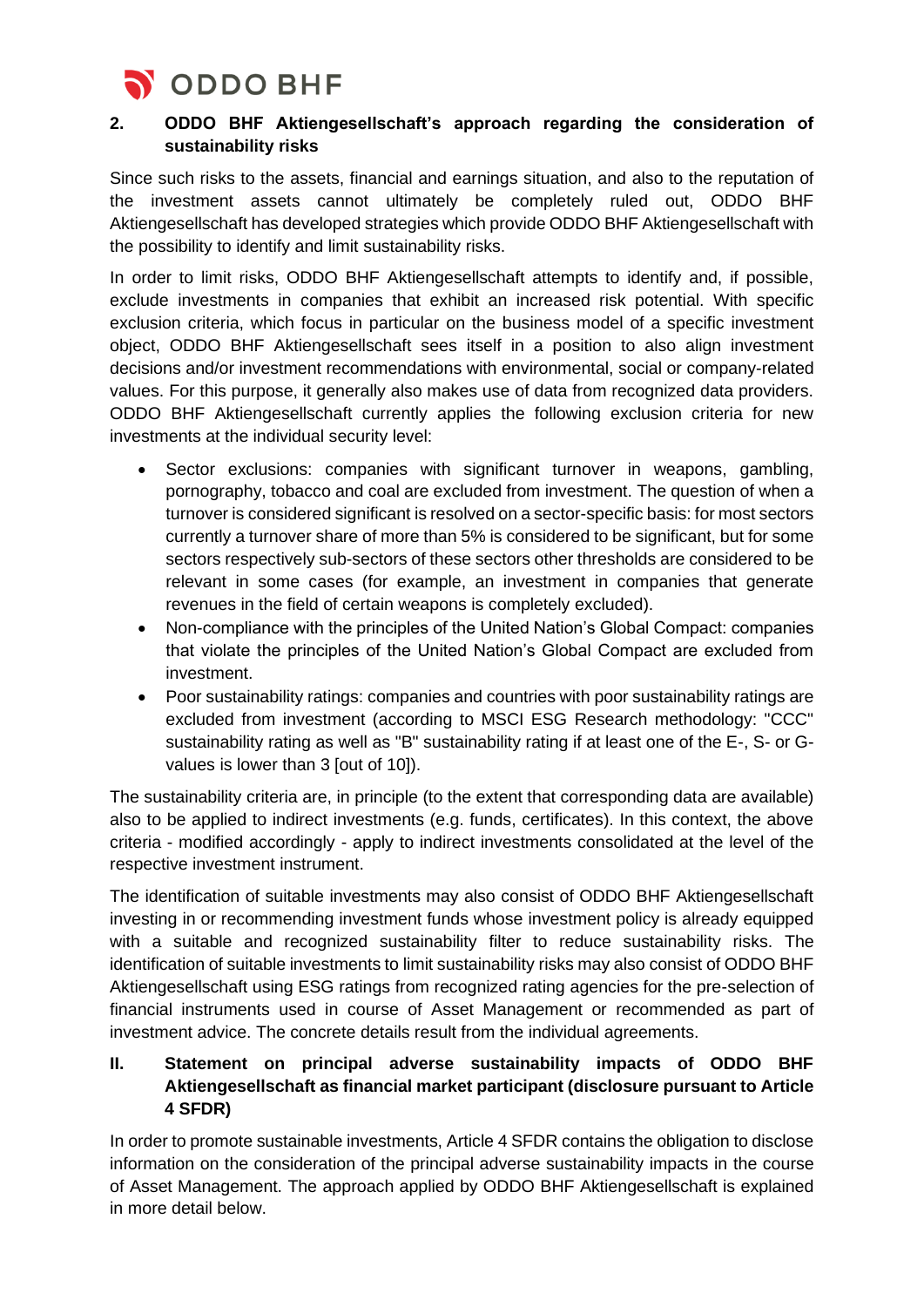## 2. ODDO BHF Aktiengesellschaft's approach regarding the consideration of sustainability risks

Since such risks to the assets, financial and earnings situation, and also to the reputation of the investment assets cannot ultimately be completely ruled out, ODDO BHF Aktiengesellschaft has developed strategies which provide ODDO BHF Aktiengesellschaft with the possibility to identify and limit sustainability risks.

In order to limit risks, ODDO BHF Aktiengesellschaft attempts to identify and, if possible, exclude investments in companies that exhibit an increased risk potential. With specific exclusion criteria, which focus in particular on the business model of a specific investment object, ODDO BHF Aktiengesellschaft sees itself in a position to also align investment decisions and/or investment recommendations with environmental, social or company-related values. For this purpose, it generally also makes use of data from recognized data providers. ODDO BHF Aktiengesellschaft currently applies the following exclusion criteria for new investments at the individual security level:

- Sector exclusions: companies with significant turnover in weapons, gambling, pornography, tobacco and coal are excluded from investment. The question of when a turnover is considered significant is resolved on a sector-specific basis: for most sectors currently a turnover share of more than 5% is considered to be significant, but for some sectors respectively sub-sectors of these sectors other thresholds are considered to be relevant in some cases (for example, an investment in companies that generate revenues in the field of certain weapons is completely excluded).
- Non-compliance with the principles of the United Nation's Global Compact: companies that violate the principles of the United Nation's Global Compact are excluded from investment.
- Poor sustainability ratings: companies and countries with poor sustainability ratings are excluded from investment (according to MSCI ESG Research methodology: "CCC" sustainability rating as well as "B" sustainability rating if at least one of the E-, S- or G-values is lower than 3 [out of 10]).

The sustainability criteria are, in principle (to the extent that corresponding data are available) also to be applied to indirect investments (e.g. funds, certificates). In this context, the above criteria - modified accordingly - apply to indirect investments consolidated at the level of the respective investment instrument.

The identification of suitable investments may also consist of ODDO BHF Aktiengesellschaft investing in or recommending investment funds whose investment policy is already equipped with a suitable and recognized sustainability filter to reduce sustainability risks. The identification of suitable investments to limit sustainability risks may also consist of ODDO BHF Aktiengesellschaft using ESG ratings from recognized rating agencies for the pre-selection of financial instruments used in course of Asset Management or recommended as part of investment advice. The concrete details result from the individual agreements.

# II. Statement on principal adverse sustainability impacts of ODDO BHF Aktiengesellschaft as financial market participant (disclosure pursuant to Article 4 SFDR)

In order to promote sustainable investments, Article 4 SFDR contains the obligation to disclose information on the consideration of the principal adverse sustainability impacts in the course of Asset Management. The approach applied by ODDO BHF Aktiengesellschaft is explained in more detail below.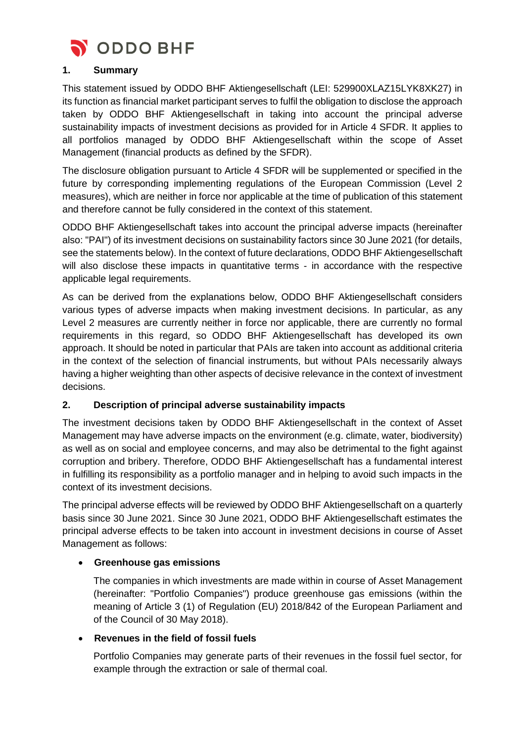## 1. Summary

This statement issued by ODDO BHF Aktiengesellschaft (LEI: 529900XLAZ15LYK8XK27) in its function as financial market participant serves to fulfil the obligation to disclose the approach taken by ODDO BHF Aktiengesellschaft in taking into account the principal adverse sustainability impacts of investment decisions as provided for in Article 4 SFDR. It applies to all portfolios managed by ODDO BHF Aktiengesellschaft within the scope of Asset Management (financial products as defined by the SFDR).

The disclosure obligation pursuant to Article 4 SFDR will be supplemented or specified in the future by corresponding implementing regulations of the European Commission (Level 2 measures), which are neither in force nor applicable at the time of publication of this statement and therefore cannot be fully considered in the context of this statement.

ODDO BHF Aktiengesellschaft takes into account the principal adverse impacts (hereinafter also: "PAI") of its investment decisions on sustainability factors since 30 June 2021 (for details, see the statements below). In the context of future declarations, ODDO BHF Aktiengesellschaft will also disclose these impacts in quantitative terms - in accordance with the respective applicable legal requirements.

As can be derived from the explanations below, ODDO BHF Aktiengesellschaft considers various types of adverse impacts when making investment decisions. In particular, as any Level 2 measures are currently neither in force nor applicable, there are currently no formal requirements in this regard, so ODDO BHF Aktiengesellschaft has developed its own approach. It should be noted in particular that PAIs are taken into account as additional criteria in the context of the selection of financial instruments, but without PAIs necessarily always having a higher weighting than other aspects of decisive relevance in the context of investment decisions.

## 2. Description of principal adverse sustainability impacts

The investment decisions taken by ODDO BHF Aktiengesellschaft in the context of Asset Management may have adverse impacts on the environment (e.g. climate, water, biodiversity) as well as on social and employee concerns, and may also be detrimental to the fight against corruption and bribery. Therefore, ODDO BHF Aktiengesellschaft has a fundamental interest in fulfilling its responsibility as a portfolio manager and in helping to avoid such impacts in the context of its investment decisions.

The principal adverse effects will be reviewed by ODDO BHF Aktiengesellschaft on a quarterly basis since 30 June 2021. Since 30 June 2021, ODDO BHF Aktiengesellschaft estimates the principal adverse effects to be taken into account in investment decisions in course of Asset Management as follows:

- **Greenhouse gas emissions**

  The companies in which investments are made within in course of Asset Management (hereinafter: "Portfolio Companies") produce greenhouse gas emissions (within the meaning of Article 3 (1) of Regulation (EU) 2018/842 of the European Parliament and of the Council of 30 May 2018).

- **Revenues in the field of fossil fuels**

  Portfolio Companies may generate parts of their revenues in the fossil fuel sector, for example through the extraction or sale of thermal coal.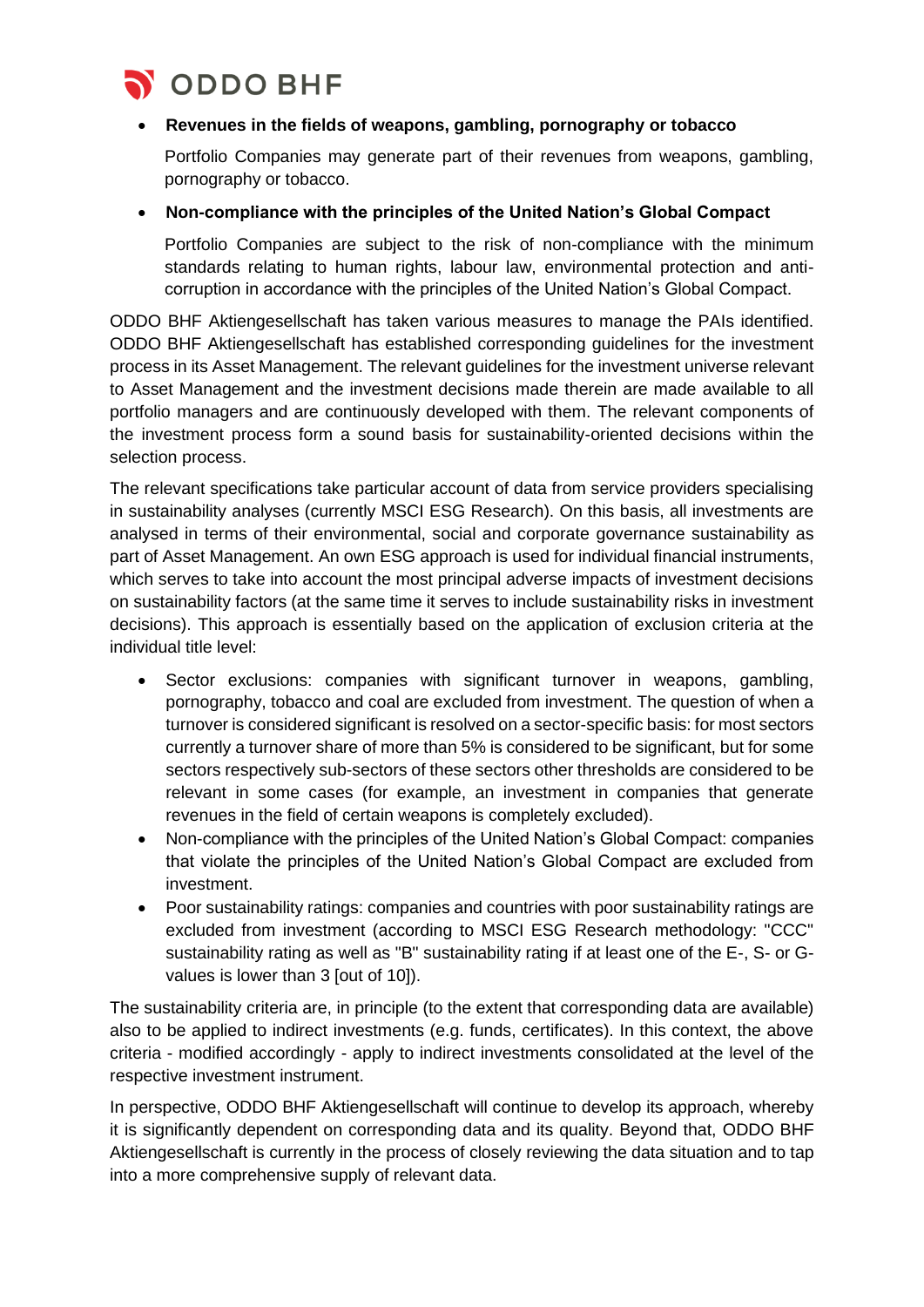- **Revenues in the fields of weapons, gambling, pornography or tobacco**

  Portfolio Companies may generate part of their revenues from weapons, gambling, pornography or tobacco.

- **Non-compliance with the principles of the United Nation's Global Compact**

  Portfolio Companies are subject to the risk of non-compliance with the minimum standards relating to human rights, labour law, environmental protection and anti-corruption in accordance with the principles of the United Nation's Global Compact.

ODDO BHF Aktiengesellschaft has taken various measures to manage the PAIs identified. ODDO BHF Aktiengesellschaft has established corresponding guidelines for the investment process in its Asset Management. The relevant guidelines for the investment universe relevant to Asset Management and the investment decisions made therein are made available to all portfolio managers and are continuously developed with them. The relevant components of the investment process form a sound basis for sustainability-oriented decisions within the selection process.

The relevant specifications take particular account of data from service providers specialising in sustainability analyses (currently MSCI ESG Research). On this basis, all investments are analysed in terms of their environmental, social and corporate governance sustainability as part of Asset Management. An own ESG approach is used for individual financial instruments, which serves to take into account the most principal adverse impacts of investment decisions on sustainability factors (at the same time it serves to include sustainability risks in investment decisions). This approach is essentially based on the application of exclusion criteria at the individual title level:

- Sector exclusions: companies with significant turnover in weapons, gambling, pornography, tobacco and coal are excluded from investment. The question of when a turnover is considered significant is resolved on a sector-specific basis: for most sectors currently a turnover share of more than 5% is considered to be significant, but for some sectors respectively sub-sectors of these sectors other thresholds are considered to be relevant in some cases (for example, an investment in companies that generate revenues in the field of certain weapons is completely excluded).
- Non-compliance with the principles of the United Nation's Global Compact: companies that violate the principles of the United Nation's Global Compact are excluded from investment.
- Poor sustainability ratings: companies and countries with poor sustainability ratings are excluded from investment (according to MSCI ESG Research methodology: "CCC" sustainability rating as well as "B" sustainability rating if at least one of the E-, S- or G-values is lower than 3 [out of 10]).

The sustainability criteria are, in principle (to the extent that corresponding data are available) also to be applied to indirect investments (e.g. funds, certificates). In this context, the above criteria - modified accordingly - apply to indirect investments consolidated at the level of the respective investment instrument.

In perspective, ODDO BHF Aktiengesellschaft will continue to develop its approach, whereby it is significantly dependent on corresponding data and its quality. Beyond that, ODDO BHF Aktiengesellschaft is currently in the process of closely reviewing the data situation and to tap into a more comprehensive supply of relevant data.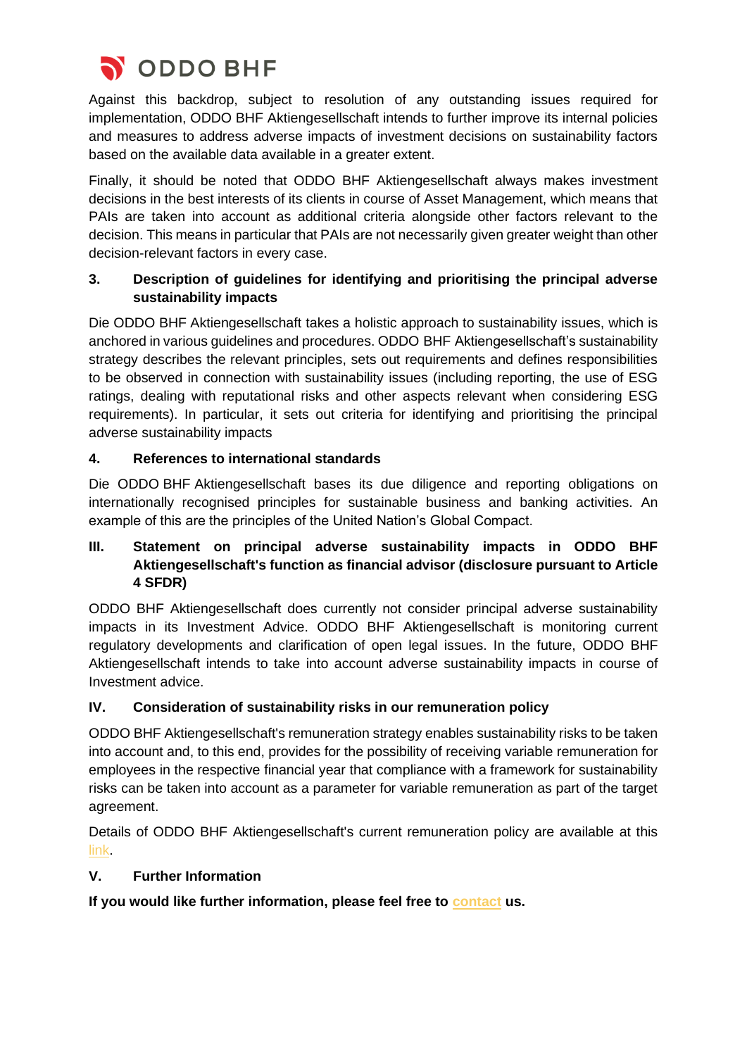Against this backdrop, subject to resolution of any outstanding issues required for implementation, ODDO BHF Aktiengesellschaft intends to further improve its internal policies and measures to address adverse impacts of investment decisions on sustainability factors based on the available data available in a greater extent.

Finally, it should be noted that ODDO BHF Aktiengesellschaft always makes investment decisions in the best interests of its clients in course of Asset Management, which means that PAIs are taken into account as additional criteria alongside other factors relevant to the decision. This means in particular that PAIs are not necessarily given greater weight than other decision-relevant factors in every case.

### 3. Description of guidelines for identifying and prioritising the principal adverse sustainability impacts

Die ODDO BHF Aktiengesellschaft takes a holistic approach to sustainability issues, which is anchored in various guidelines and procedures. ODDO BHF Aktiengesellschaft's sustainability strategy describes the relevant principles, sets out requirements and defines responsibilities to be observed in connection with sustainability issues (including reporting, the use of ESG ratings, dealing with reputational risks and other aspects relevant when considering ESG requirements). In particular, it sets out criteria for identifying and prioritising the principal adverse sustainability impacts

### 4. References to international standards

Die ODDO BHF Aktiengesellschaft bases its due diligence and reporting obligations on internationally recognised principles for sustainable business and banking activities. An example of this are the principles of the United Nation's Global Compact.

## III. Statement on principal adverse sustainability impacts in ODDO BHF Aktiengesellschaft's function as financial advisor (disclosure pursuant to Article 4 SFDR)

ODDO BHF Aktiengesellschaft does currently not consider principal adverse sustainability impacts in its Investment Advice. ODDO BHF Aktiengesellschaft is monitoring current regulatory developments and clarification of open legal issues. In the future, ODDO BHF Aktiengesellschaft intends to take into account adverse sustainability impacts in course of Investment advice.

## IV. Consideration of sustainability risks in our remuneration policy

ODDO BHF Aktiengesellschaft's remuneration strategy enables sustainability risks to be taken into account and, to this end, provides for the possibility of receiving variable remuneration for employees in the respective financial year that compliance with a framework for sustainability risks can be taken into account as a parameter for variable remuneration as part of the target agreement.

Details of ODDO BHF Aktiengesellschaft's current remuneration policy are available at this link.

## V. Further Information

**If you would like further information, please feel free to contact us.**